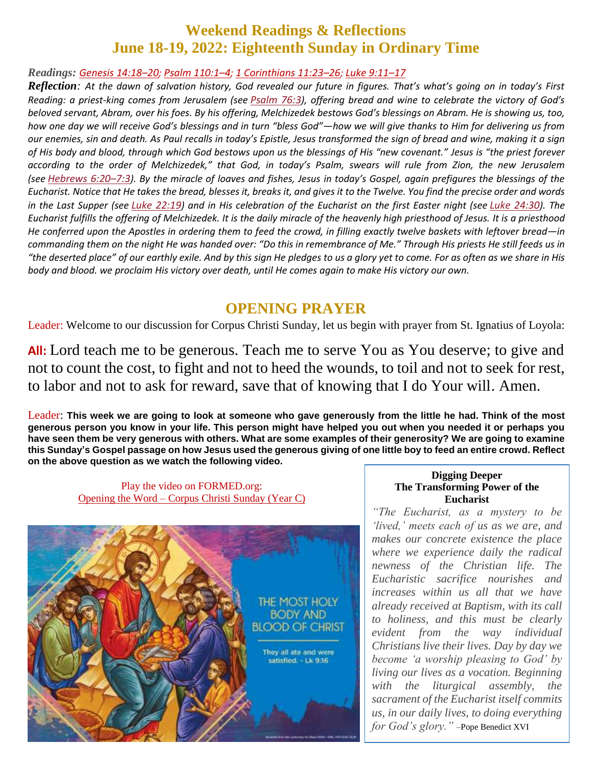# Weekend Readings & Reflections
## June 18-19, 2022: Eighteenth Sunday in Ordinary Time

***Readings:*** *Genesis 14:18–20; Psalm 110:1–4; 1 Corinthians 11:23–26; Luke 9:11–17*

***Reflection****: At the dawn of salvation history, God revealed our future in figures. That's what's going on in today's First Reading: a priest-king comes from Jerusalem (see Psalm 76:3), offering bread and wine to celebrate the victory of God's beloved servant, Abram, over his foes. By his offering, Melchizedek bestows God's blessings on Abram. He is showing us, too, how one day we will receive God's blessings and in turn "bless God"—how we will give thanks to Him for delivering us from our enemies, sin and death. As Paul recalls in today's Epistle, Jesus transformed the sign of bread and wine, making it a sign of His body and blood, through which God bestows upon us the blessings of His "new covenant." Jesus is "the priest forever according to the order of Melchizedek," that God, in today's Psalm, swears will rule from Zion, the new Jerusalem (see Hebrews 6:20–7:3). By the miracle of loaves and fishes, Jesus in today's Gospel, again prefigures the blessings of the Eucharist. Notice that He takes the bread, blesses it, breaks it, and gives it to the Twelve. You find the precise order and words in the Last Supper (see Luke 22:19) and in His celebration of the Eucharist on the first Easter night (see Luke 24:30). The Eucharist fulfills the offering of Melchizedek. It is the daily miracle of the heavenly high priesthood of Jesus. It is a priesthood He conferred upon the Apostles in ordering them to feed the crowd, in filling exactly twelve baskets with leftover bread—in commanding them on the night He was handed over: "Do this in remembrance of Me." Through His priests He still feeds us in "the deserted place" of our earthly exile. And by this sign He pledges to us a glory yet to come. For as often as we share in His body and blood. we proclaim His victory over death, until He comes again to make His victory our own.*

## OPENING PRAYER

Leader: Welcome to our discussion for Corpus Christi Sunday, let us begin with prayer from St. Ignatius of Loyola:

**All:** Lord teach me to be generous. Teach me to serve You as You deserve; to give and not to count the cost, to fight and not to heed the wounds, to toil and not to seek for rest, to labor and not to ask for reward, save that of knowing that I do Your will. Amen.

Leader: **This week we are going to look at someone who gave generously from the little he had. Think of the most generous person you know in your life. This person might have helped you out when you needed it or perhaps you have seen them be very generous with others. What are some examples of their generosity? We are going to examine this Sunday's Gospel passage on how Jesus used the generous giving of one little boy to feed an entire crowd. Reflect on the above question as we watch the following video.**

Play the video on FORMED.org:
Opening the Word – Corpus Christi Sunday (Year C)

THE MOST HOLY BODY AND BLOOD OF CHRIST

They all ate and were satisfied. - Lk 9:16

**Digging Deeper**
**The Transforming Power of the Eucharist**

*"The Eucharist, as a mystery to be 'lived,' meets each of us as we are, and makes our concrete existence the place where we experience daily the radical newness of the Christian life. The Eucharistic sacrifice nourishes and increases within us all that we have already received at Baptism, with its call to holiness, and this must be clearly evident from the way individual Christians live their lives. Day by day we become 'a worship pleasing to God' by living our lives as a vocation. Beginning with the liturgical assembly, the sacrament of the Eucharist itself commits us, in our daily lives, to doing everything for God's glory."* –Pope Benedict XVI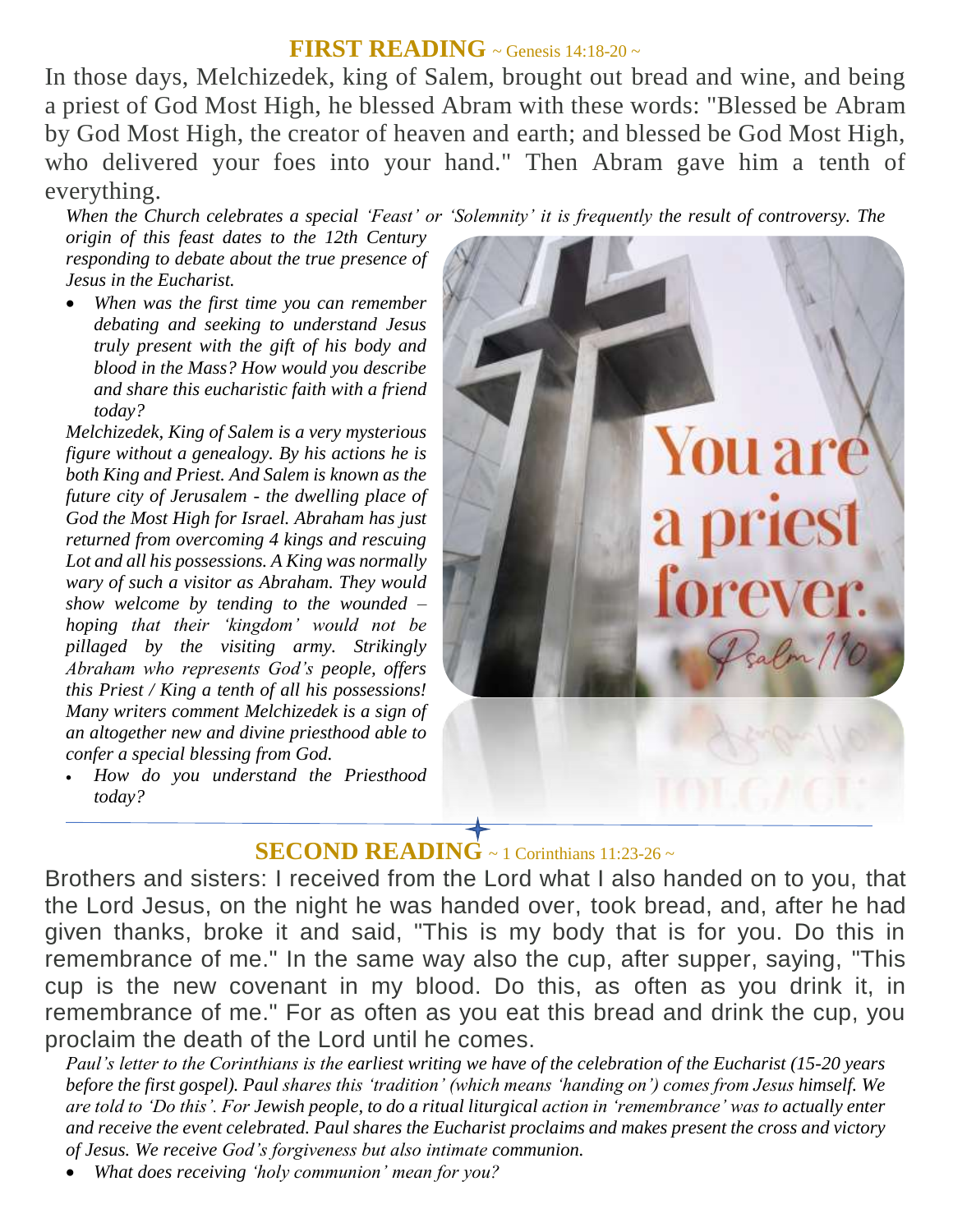## FIRST READING ~ Genesis 14:18-20 ~

In those days, Melchizedek, king of Salem, brought out bread and wine, and being a priest of God Most High, he blessed Abram with these words: "Blessed be Abram by God Most High, the creator of heaven and earth; and blessed be God Most High, who delivered your foes into your hand." Then Abram gave him a tenth of everything.

*When the Church celebrates a special 'Feast' or 'Solemnity' it is frequently the result of controversy. The origin of this feast dates to the 12th Century responding to debate about the true presence of Jesus in the Eucharist.*

- *When was the first time you can remember debating and seeking to understand Jesus truly present with the gift of his body and blood in the Mass? How would you describe and share this eucharistic faith with a friend today?*

*Melchizedek, King of Salem is a very mysterious figure without a genealogy. By his actions he is both King and Priest. And Salem is known as the future city of Jerusalem - the dwelling place of God the Most High for Israel. Abraham has just returned from overcoming 4 kings and rescuing Lot and all his possessions. A King was normally wary of such a visitor as Abraham. They would show welcome by tending to the wounded – hoping that their 'kingdom' would not be pillaged by the visiting army. Strikingly Abraham who represents God's people, offers this Priest / King a tenth of all his possessions! Many writers comment Melchizedek is a sign of an altogether new and divine priesthood able to confer a special blessing from God.*

- *How do you understand the Priesthood today?*

You are a priest forever. Psalm 110

## SECOND READING ~ 1 Corinthians 11:23-26 ~

Brothers and sisters: I received from the Lord what I also handed on to you, that the Lord Jesus, on the night he was handed over, took bread, and, after he had given thanks, broke it and said, "This is my body that is for you. Do this in remembrance of me." In the same way also the cup, after supper, saying, "This cup is the new covenant in my blood. Do this, as often as you drink it, in remembrance of me." For as often as you eat this bread and drink the cup, you proclaim the death of the Lord until he comes.

*Paul's letter to the Corinthians is the earliest writing we have of the celebration of the Eucharist (15-20 years before the first gospel). Paul shares this 'tradition' (which means 'handing on') comes from Jesus himself. We are told to 'Do this'. For Jewish people, to do a ritual liturgical action in 'remembrance' was to actually enter and receive the event celebrated. Paul shares the Eucharist proclaims and makes present the cross and victory of Jesus. We receive God's forgiveness but also intimate communion.*

- *What does receiving 'holy communion' mean for you?*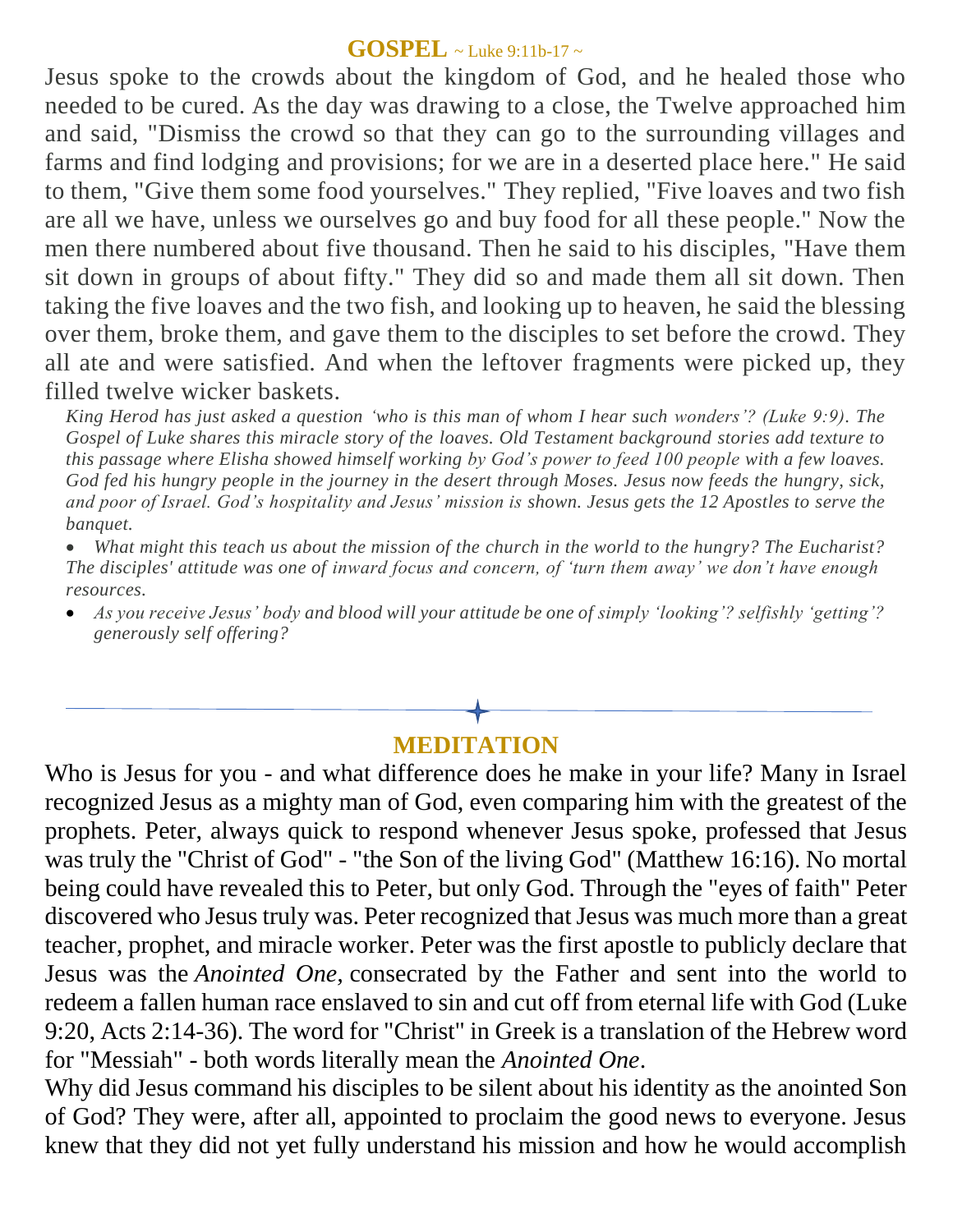## GOSPEL ~ Luke 9:11b-17 ~

Jesus spoke to the crowds about the kingdom of God, and he healed those who needed to be cured. As the day was drawing to a close, the Twelve approached him and said, "Dismiss the crowd so that they can go to the surrounding villages and farms and find lodging and provisions; for we are in a deserted place here." He said to them, "Give them some food yourselves." They replied, "Five loaves and two fish are all we have, unless we ourselves go and buy food for all these people." Now the men there numbered about five thousand. Then he said to his disciples, "Have them sit down in groups of about fifty." They did so and made them all sit down. Then taking the five loaves and the two fish, and looking up to heaven, he said the blessing over them, broke them, and gave them to the disciples to set before the crowd. They all ate and were satisfied. And when the leftover fragments were picked up, they filled twelve wicker baskets.

*King Herod has just asked a question 'who is this man of whom I hear such wonders'? (Luke 9:9). The Gospel of Luke shares this miracle story of the loaves. Old Testament background stories add texture to this passage where Elisha showed himself working by God's power to feed 100 people with a few loaves. God fed his hungry people in the journey in the desert through Moses. Jesus now feeds the hungry, sick, and poor of Israel. God's hospitality and Jesus' mission is shown. Jesus gets the 12 Apostles to serve the banquet.*

- *What might this teach us about the mission of the church in the world to the hungry? The Eucharist? The disciples' attitude was one of inward focus and concern, of 'turn them away' we don't have enough resources.*
- *As you receive Jesus' body and blood will your attitude be one of simply 'looking'? selfishly 'getting'? generously self offering?*

---

## MEDITATION

Who is Jesus for you - and what difference does he make in your life? Many in Israel recognized Jesus as a mighty man of God, even comparing him with the greatest of the prophets. Peter, always quick to respond whenever Jesus spoke, professed that Jesus was truly the "Christ of God" - "the Son of the living God" (Matthew 16:16). No mortal being could have revealed this to Peter, but only God. Through the "eyes of faith" Peter discovered who Jesus truly was. Peter recognized that Jesus was much more than a great teacher, prophet, and miracle worker. Peter was the first apostle to publicly declare that Jesus was the *Anointed One*, consecrated by the Father and sent into the world to redeem a fallen human race enslaved to sin and cut off from eternal life with God (Luke 9:20, Acts 2:14-36). The word for "Christ" in Greek is a translation of the Hebrew word for "Messiah" - both words literally mean the *Anointed One*.

Why did Jesus command his disciples to be silent about his identity as the anointed Son of God? They were, after all, appointed to proclaim the good news to everyone. Jesus knew that they did not yet fully understand his mission and how he would accomplish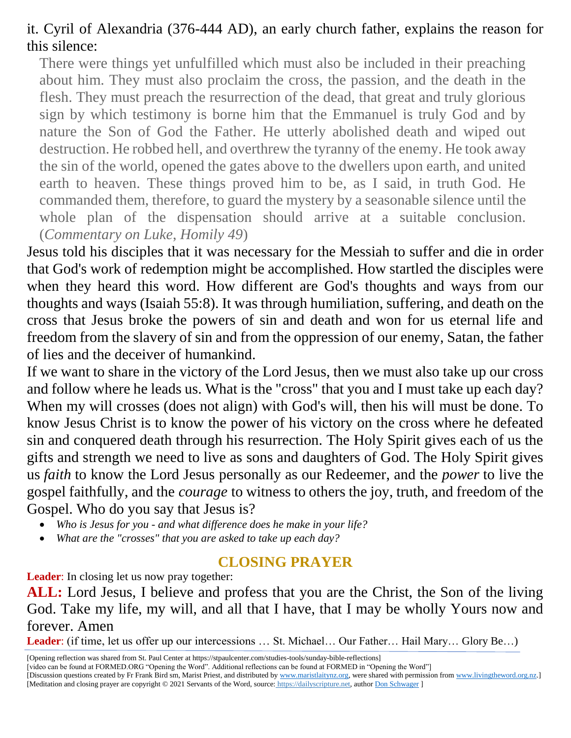it. Cyril of Alexandria (376-444 AD), an early church father, explains the reason for this silence:

> There were things yet unfulfilled which must also be included in their preaching about him. They must also proclaim the cross, the passion, and the death in the flesh. They must preach the resurrection of the dead, that great and truly glorious sign by which testimony is borne him that the Emmanuel is truly God and by nature the Son of God the Father. He utterly abolished death and wiped out destruction. He robbed hell, and overthrew the tyranny of the enemy. He took away the sin of the world, opened the gates above to the dwellers upon earth, and united earth to heaven. These things proved him to be, as I said, in truth God. He commanded them, therefore, to guard the mystery by a seasonable silence until the whole plan of the dispensation should arrive at a suitable conclusion. (*Commentary on Luke*, *Homily 49*)

Jesus told his disciples that it was necessary for the Messiah to suffer and die in order that God's work of redemption might be accomplished. How startled the disciples were when they heard this word. How different are God's thoughts and ways from our thoughts and ways (Isaiah 55:8). It was through humiliation, suffering, and death on the cross that Jesus broke the powers of sin and death and won for us eternal life and freedom from the slavery of sin and from the oppression of our enemy, Satan, the father of lies and the deceiver of humankind.

If we want to share in the victory of the Lord Jesus, then we must also take up our cross and follow where he leads us. What is the "cross" that you and I must take up each day? When my will crosses (does not align) with God's will, then his will must be done. To know Jesus Christ is to know the power of his victory on the cross where he defeated sin and conquered death through his resurrection. The Holy Spirit gives each of us the gifts and strength we need to live as sons and daughters of God. The Holy Spirit gives us *faith* to know the Lord Jesus personally as our Redeemer, and the *power* to live the gospel faithfully, and the *courage* to witness to others the joy, truth, and freedom of the Gospel. Who do you say that Jesus is?

- *Who is Jesus for you - and what difference does he make in your life?*
- *What are the "crosses" that you are asked to take up each day?*

## CLOSING PRAYER

**Leader**: In closing let us now pray together:

**ALL:** Lord Jesus, I believe and profess that you are the Christ, the Son of the living God. Take my life, my will, and all that I have, that I may be wholly Yours now and forever. Amen

**Leader**: (if time, let us offer up our intercessions … St. Michael… Our Father… Hail Mary… Glory Be…)

[Opening reflection was shared from St. Paul Center at https://stpaulcenter.com/studies-tools/sunday-bible-reflections]
[video can be found at FORMED.ORG "Opening the Word". Additional reflections can be found at FORMED in "Opening the Word"]
[Discussion questions created by Fr Frank Bird sm, Marist Priest, and distributed by www.maristlaitynz.org, were shared with permission from www.livingtheword.org.nz.]
[Meditation and closing prayer are copyright © 2021 Servants of the Word, source: https://dailyscripture.net, author Don Schwager ]